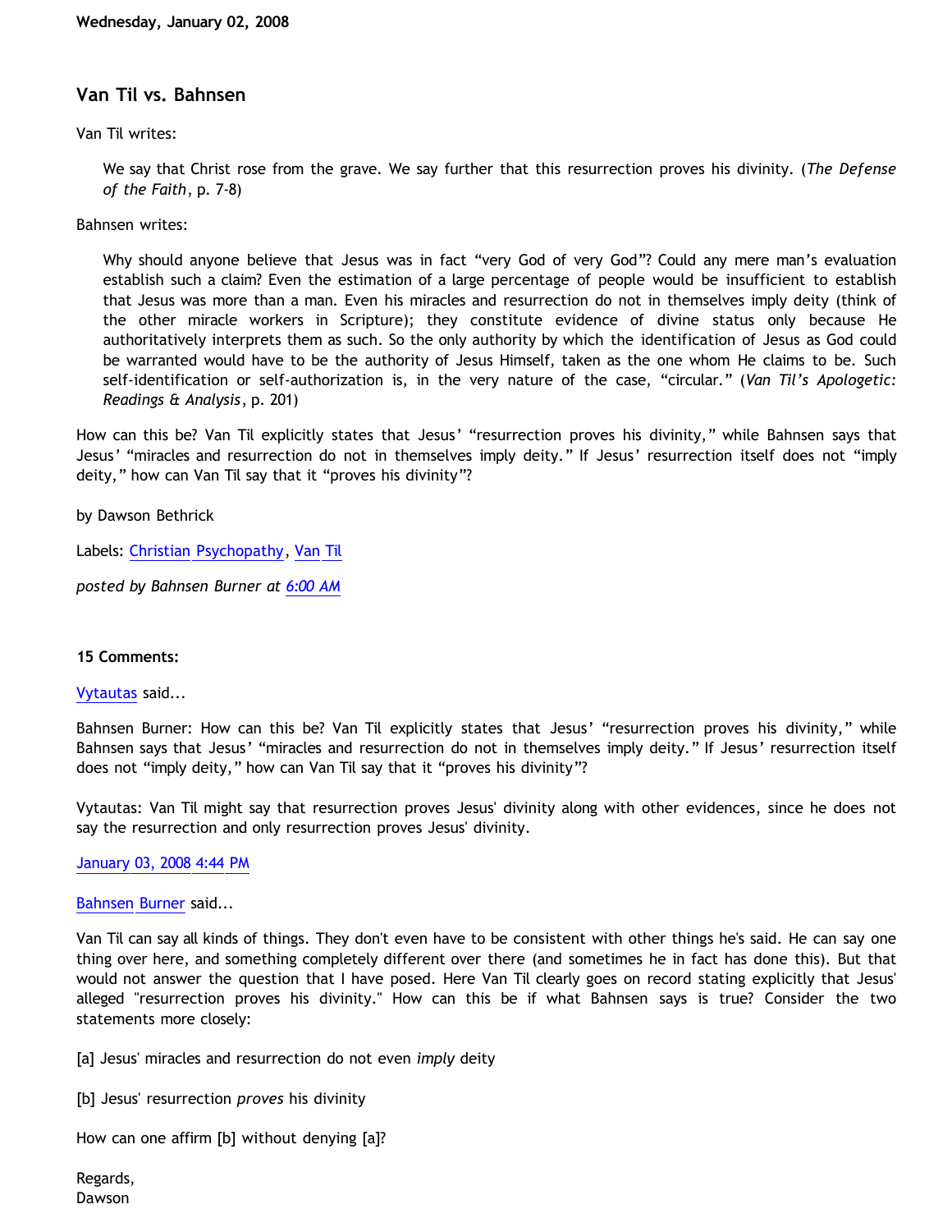Wednesday, January 02, 2008

## Van Til vs. Bahnsen

Van Til writes:

> We say that Christ rose from the grave. We say further that this resurrection proves his divinity. (*The Defense of the Faith*, p. 7-8)

Bahnsen writes:

> Why should anyone believe that Jesus was in fact "very God of very God"? Could any mere man's evaluation establish such a claim? Even the estimation of a large percentage of people would be insufficient to establish that Jesus was more than a man. Even his miracles and resurrection do not in themselves imply deity (think of the other miracle workers in Scripture); they constitute evidence of divine status only because He authoritatively interprets them as such. So the only authority by which the identification of Jesus as God could be warranted would have to be the authority of Jesus Himself, taken as the one whom He claims to be. Such self-identification or self-authorization is, in the very nature of the case, "circular." (*Van Til's Apologetic: Readings & Analysis*, p. 201)

How can this be? Van Til explicitly states that Jesus' "resurrection proves his divinity," while Bahnsen says that Jesus' "miracles and resurrection do not in themselves imply deity." If Jesus' resurrection itself does not "imply deity," how can Van Til say that it "proves his divinity"?

by Dawson Bethrick

Labels: Christian Psychopathy, Van Til

*posted by Bahnsen Burner at 6:00 AM*

**15 Comments:**

Vytautas said...

Bahnsen Burner: How can this be? Van Til explicitly states that Jesus' "resurrection proves his divinity," while Bahnsen says that Jesus' "miracles and resurrection do not in themselves imply deity." If Jesus' resurrection itself does not "imply deity," how can Van Til say that it "proves his divinity"?

Vytautas: Van Til might say that resurrection proves Jesus' divinity along with other evidences, since he does not say the resurrection and only resurrection proves Jesus' divinity.

January 03, 2008 4:44 PM

Bahnsen Burner said...

Van Til can say all kinds of things. They don't even have to be consistent with other things he's said. He can say one thing over here, and something completely different over there (and sometimes he in fact has done this). But that would not answer the question that I have posed. Here Van Til clearly goes on record stating explicitly that Jesus' alleged "resurrection proves his divinity." How can this be if what Bahnsen says is true? Consider the two statements more closely:

[a] Jesus' miracles and resurrection do not even *imply* deity

[b] Jesus' resurrection *proves* his divinity

How can one affirm [b] without denying [a]?

Regards,
Dawson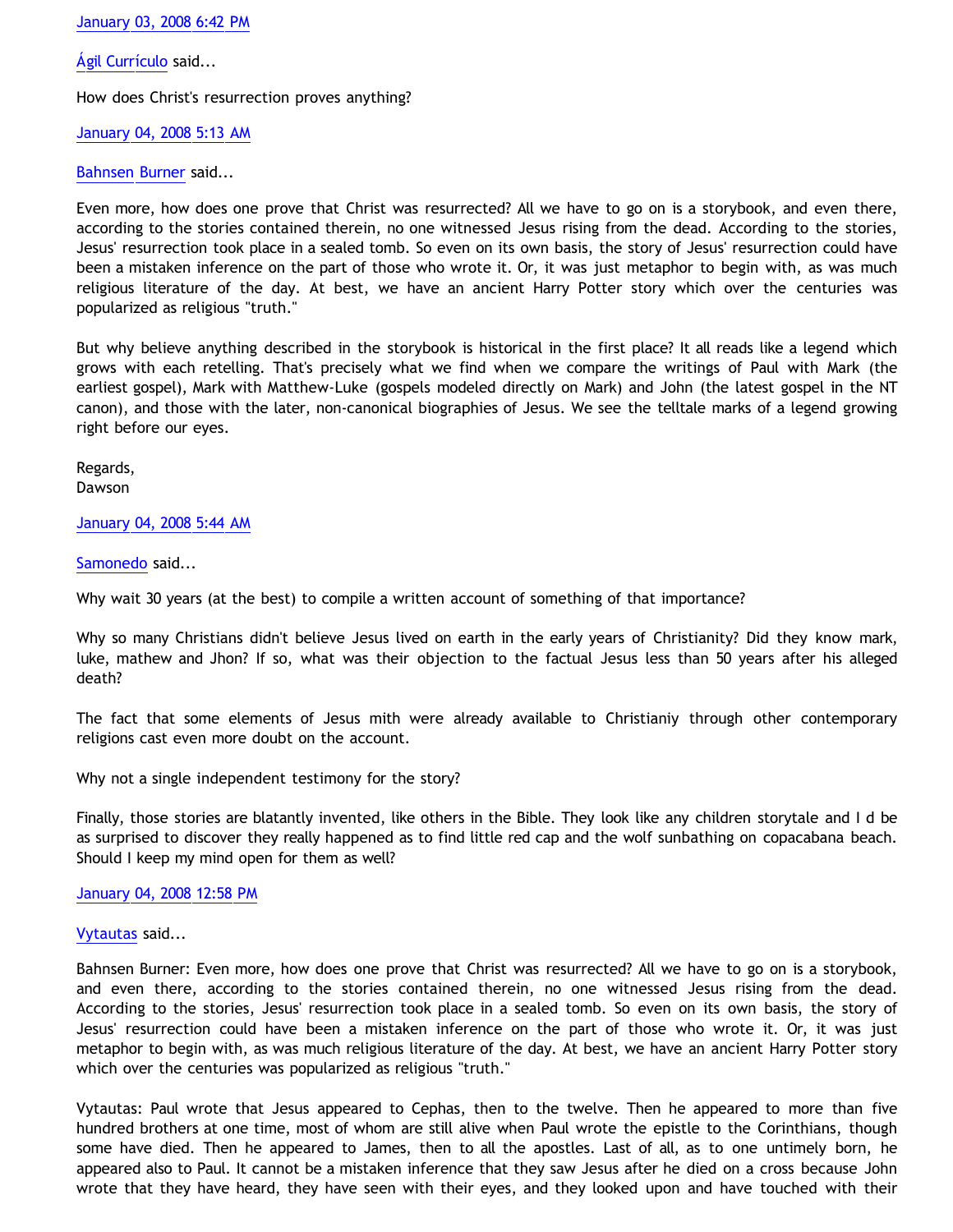January 03, 2008 6:42 PM

Ágil Currículo said...

How does Christ's resurrection proves anything?

January 04, 2008 5:13 AM

Bahnsen Burner said...

Even more, how does one prove that Christ was resurrected? All we have to go on is a storybook, and even there, according to the stories contained therein, no one witnessed Jesus rising from the dead. According to the stories, Jesus' resurrection took place in a sealed tomb. So even on its own basis, the story of Jesus' resurrection could have been a mistaken inference on the part of those who wrote it. Or, it was just metaphor to begin with, as was much religious literature of the day. At best, we have an ancient Harry Potter story which over the centuries was popularized as religious "truth."

But why believe anything described in the storybook is historical in the first place? It all reads like a legend which grows with each retelling. That's precisely what we find when we compare the writings of Paul with Mark (the earliest gospel), Mark with Matthew-Luke (gospels modeled directly on Mark) and John (the latest gospel in the NT canon), and those with the later, non-canonical biographies of Jesus. We see the telltale marks of a legend growing right before our eyes.

Regards,
Dawson

January 04, 2008 5:44 AM

Samonedo said...

Why wait 30 years (at the best) to compile a written account of something of that importance?

Why so many Christians didn't believe Jesus lived on earth in the early years of Christianity? Did they know mark, luke, mathew and Jhon? If so, what was their objection to the factual Jesus less than 50 years after his alleged death?

The fact that some elements of Jesus mith were already available to Christianiy through other contemporary religions cast even more doubt on the account.

Why not a single independent testimony for the story?

Finally, those stories are blatantly invented, like others in the Bible. They look like any children storytale and I d be as surprised to discover they really happened as to find little red cap and the wolf sunbathing on copacabana beach. Should I keep my mind open for them as well?

January 04, 2008 12:58 PM

Vytautas said...

Bahnsen Burner: Even more, how does one prove that Christ was resurrected? All we have to go on is a storybook, and even there, according to the stories contained therein, no one witnessed Jesus rising from the dead. According to the stories, Jesus' resurrection took place in a sealed tomb. So even on its own basis, the story of Jesus' resurrection could have been a mistaken inference on the part of those who wrote it. Or, it was just metaphor to begin with, as was much religious literature of the day. At best, we have an ancient Harry Potter story which over the centuries was popularized as religious "truth."

Vytautas: Paul wrote that Jesus appeared to Cephas, then to the twelve. Then he appeared to more than five hundred brothers at one time, most of whom are still alive when Paul wrote the epistle to the Corinthians, though some have died. Then he appeared to James, then to all the apostles. Last of all, as to one untimely born, he appeared also to Paul. It cannot be a mistaken inference that they saw Jesus after he died on a cross because John wrote that they have heard, they have seen with their eyes, and they looked upon and have touched with their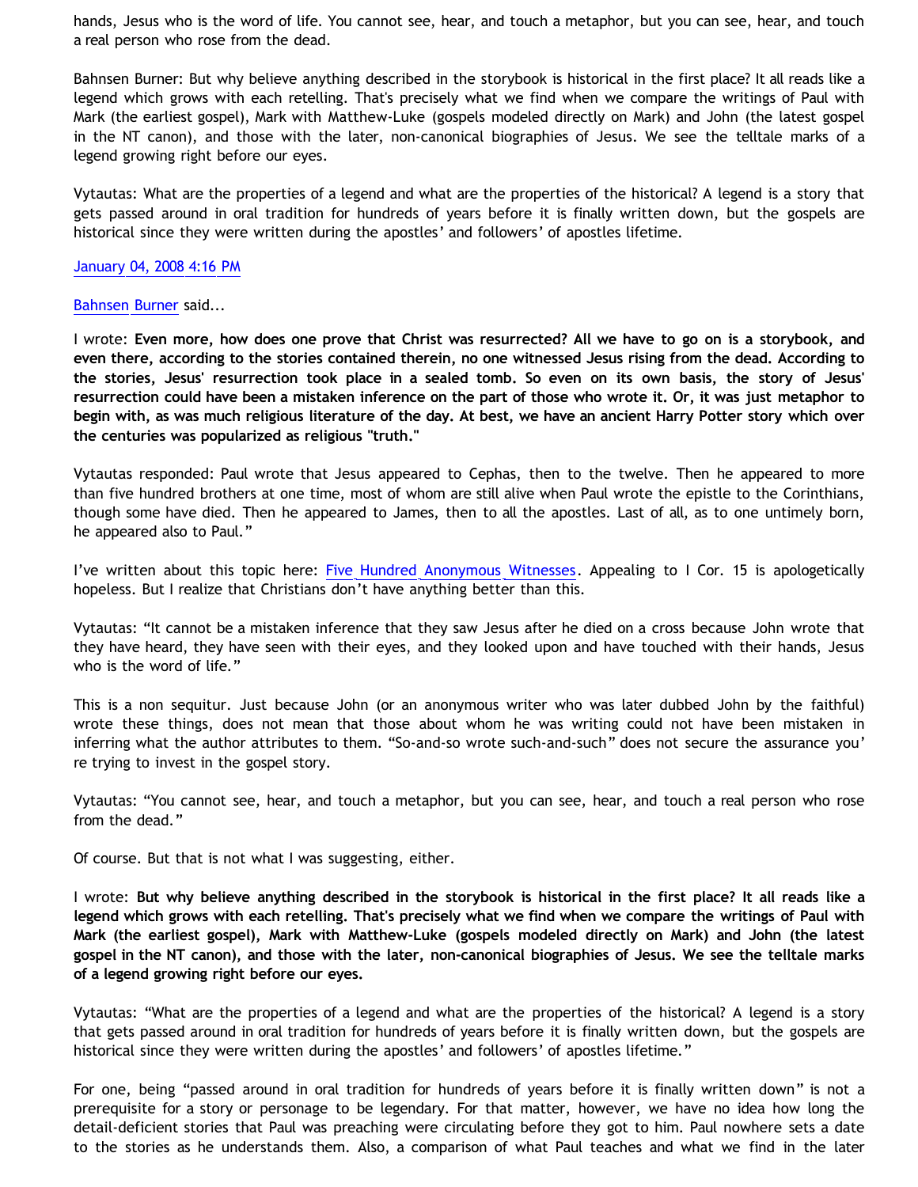hands, Jesus who is the word of life. You cannot see, hear, and touch a metaphor, but you can see, hear, and touch a real person who rose from the dead.

Bahnsen Burner: But why believe anything described in the storybook is historical in the first place? It all reads like a legend which grows with each retelling. That's precisely what we find when we compare the writings of Paul with Mark (the earliest gospel), Mark with Matthew-Luke (gospels modeled directly on Mark) and John (the latest gospel in the NT canon), and those with the later, non-canonical biographies of Jesus. We see the telltale marks of a legend growing right before our eyes.

Vytautas: What are the properties of a legend and what are the properties of the historical? A legend is a story that gets passed around in oral tradition for hundreds of years before it is finally written down, but the gospels are historical since they were written during the apostles' and followers' of apostles lifetime.

January 04, 2008 4:16 PM

Bahnsen Burner said...

I wrote: **Even more, how does one prove that Christ was resurrected? All we have to go on is a storybook, and even there, according to the stories contained therein, no one witnessed Jesus rising from the dead. According to the stories, Jesus' resurrection took place in a sealed tomb. So even on its own basis, the story of Jesus' resurrection could have been a mistaken inference on the part of those who wrote it. Or, it was just metaphor to begin with, as was much religious literature of the day. At best, we have an ancient Harry Potter story which over the centuries was popularized as religious "truth."**

Vytautas responded: Paul wrote that Jesus appeared to Cephas, then to the twelve. Then he appeared to more than five hundred brothers at one time, most of whom are still alive when Paul wrote the epistle to the Corinthians, though some have died. Then he appeared to James, then to all the apostles. Last of all, as to one untimely born, he appeared also to Paul."

I've written about this topic here: Five Hundred Anonymous Witnesses. Appealing to I Cor. 15 is apologetically hopeless. But I realize that Christians don't have anything better than this.

Vytautas: "It cannot be a mistaken inference that they saw Jesus after he died on a cross because John wrote that they have heard, they have seen with their eyes, and they looked upon and have touched with their hands, Jesus who is the word of life."

This is a non sequitur. Just because John (or an anonymous writer who was later dubbed John by the faithful) wrote these things, does not mean that those about whom he was writing could not have been mistaken in inferring what the author attributes to them. "So-and-so wrote such-and-such" does not secure the assurance you're trying to invest in the gospel story.

Vytautas: "You cannot see, hear, and touch a metaphor, but you can see, hear, and touch a real person who rose from the dead."

Of course. But that is not what I was suggesting, either.

I wrote: **But why believe anything described in the storybook is historical in the first place? It all reads like a legend which grows with each retelling. That's precisely what we find when we compare the writings of Paul with Mark (the earliest gospel), Mark with Matthew-Luke (gospels modeled directly on Mark) and John (the latest gospel in the NT canon), and those with the later, non-canonical biographies of Jesus. We see the telltale marks of a legend growing right before our eyes.**

Vytautas: "What are the properties of a legend and what are the properties of the historical? A legend is a story that gets passed around in oral tradition for hundreds of years before it is finally written down, but the gospels are historical since they were written during the apostles' and followers' of apostles lifetime."

For one, being "passed around in oral tradition for hundreds of years before it is finally written down" is not a prerequisite for a story or personage to be legendary. For that matter, however, we have no idea how long the detail-deficient stories that Paul was preaching were circulating before they got to him. Paul nowhere sets a date to the stories as he understands them. Also, a comparison of what Paul teaches and what we find in the later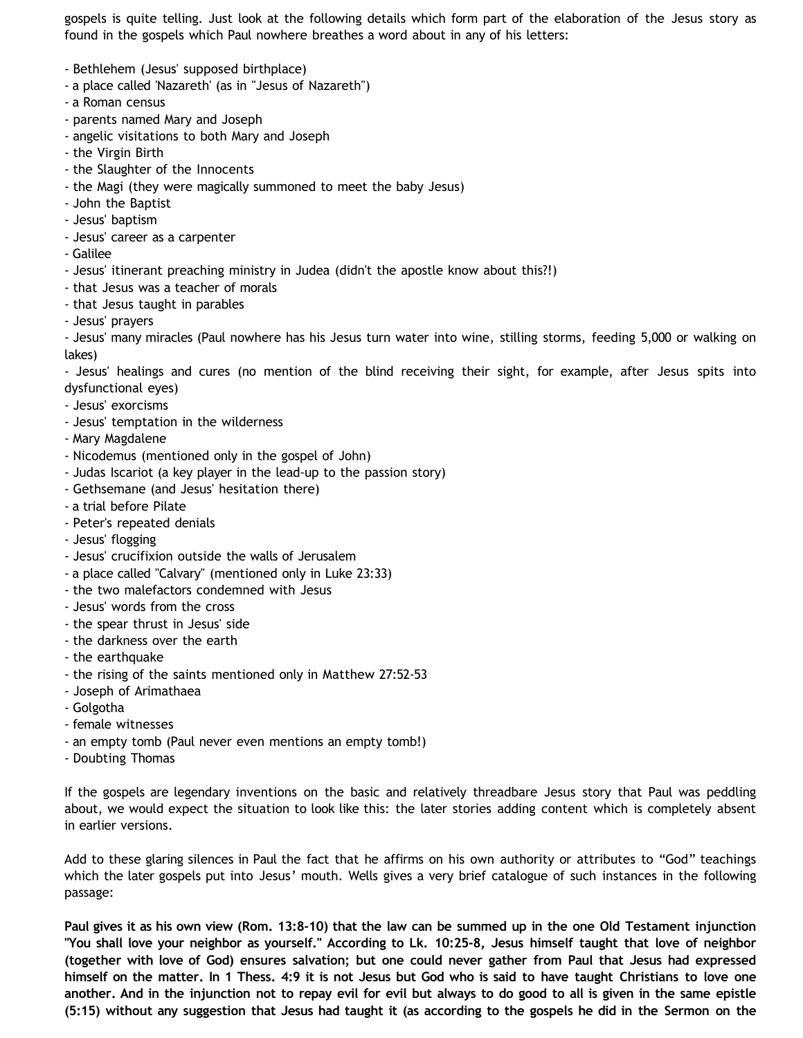gospels is quite telling. Just look at the following details which form part of the elaboration of the Jesus story as found in the gospels which Paul nowhere breathes a word about in any of his letters:

- Bethlehem (Jesus' supposed birthplace)
- a place called 'Nazareth' (as in "Jesus of Nazareth")
- a Roman census
- parents named Mary and Joseph
- angelic visitations to both Mary and Joseph
- the Virgin Birth
- the Slaughter of the Innocents
- the Magi (they were magically summoned to meet the baby Jesus)
- John the Baptist
- Jesus' baptism
- Jesus' career as a carpenter
- Galilee
- Jesus' itinerant preaching ministry in Judea (didn't the apostle know about this?!)
- that Jesus was a teacher of morals
- that Jesus taught in parables
- Jesus' prayers
- Jesus' many miracles (Paul nowhere has his Jesus turn water into wine, stilling storms, feeding 5,000 or walking on lakes)
- Jesus' healings and cures (no mention of the blind receiving their sight, for example, after Jesus spits into dysfunctional eyes)
- Jesus' exorcisms
- Jesus' temptation in the wilderness
- Mary Magdalene
- Nicodemus (mentioned only in the gospel of John)
- Judas Iscariot (a key player in the lead-up to the passion story)
- Gethsemane (and Jesus' hesitation there)
- a trial before Pilate
- Peter's repeated denials
- Jesus' flogging
- Jesus' crucifixion outside the walls of Jerusalem
- a place called "Calvary" (mentioned only in Luke 23:33)
- the two malefactors condemned with Jesus
- Jesus' words from the cross
- the spear thrust in Jesus' side
- the darkness over the earth
- the earthquake
- the rising of the saints mentioned only in Matthew 27:52-53
- Joseph of Arimathaea
- Golgotha
- female witnesses
- an empty tomb (Paul never even mentions an empty tomb!)
- Doubting Thomas

If the gospels are legendary inventions on the basic and relatively threadbare Jesus story that Paul was peddling about, we would expect the situation to look like this: the later stories adding content which is completely absent in earlier versions.

Add to these glaring silences in Paul the fact that he affirms on his own authority or attributes to "God" teachings which the later gospels put into Jesus' mouth. Wells gives a very brief catalogue of such instances in the following passage:

**Paul gives it as his own view (Rom. 13:8-10) that the law can be summed up in the one Old Testament injunction "You shall love your neighbor as yourself." According to Lk. 10:25-8, Jesus himself taught that love of neighbor (together with love of God) ensures salvation; but one could never gather from Paul that Jesus had expressed himself on the matter. In 1 Thess. 4:9 it is not Jesus but God who is said to have taught Christians to love one another. And in the injunction not to repay evil for evil but always to do good to all is given in the same epistle (5:15) without any suggestion that Jesus had taught it (as according to the gospels he did in the Sermon on the**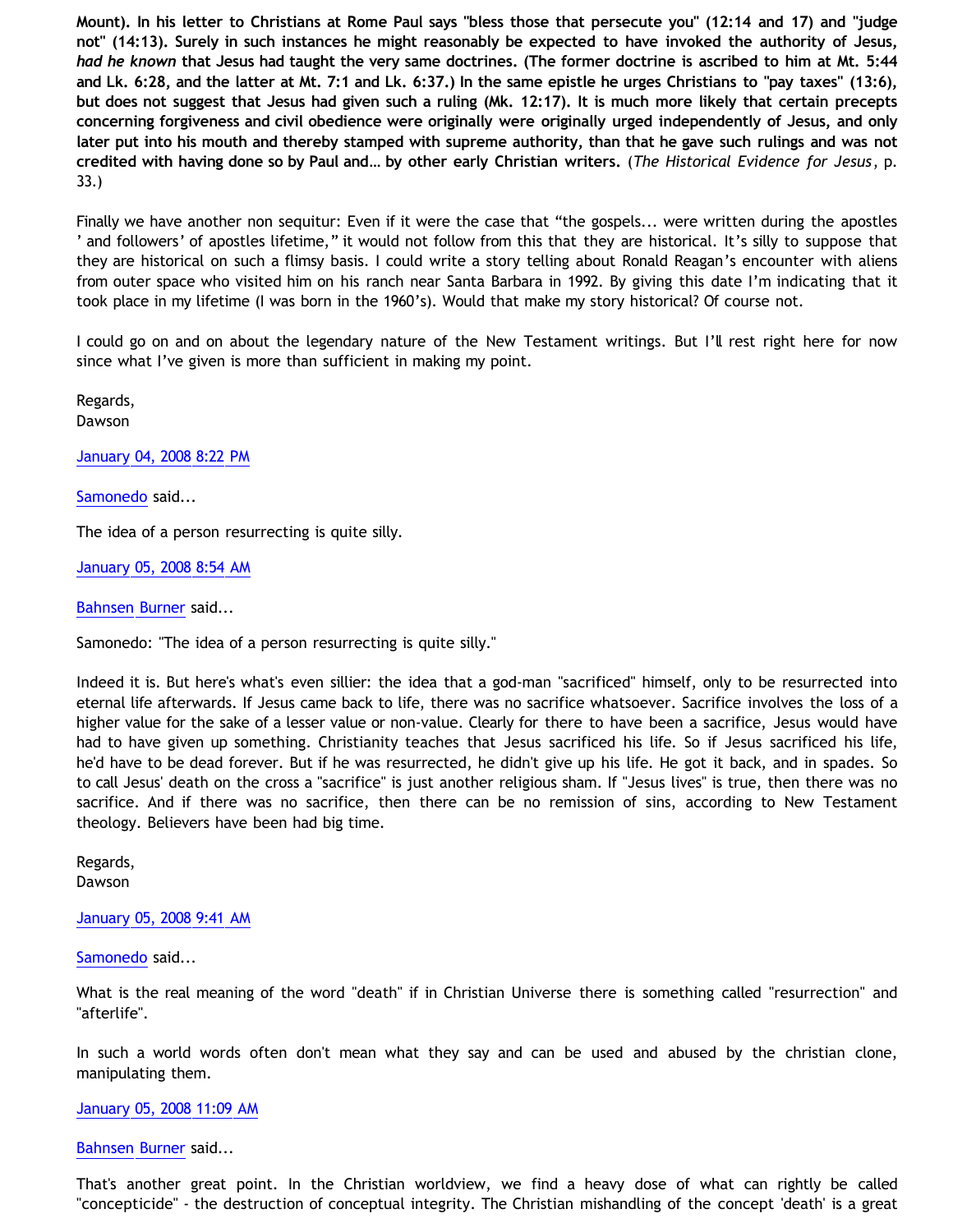**Mount). In his letter to Christians at Rome Paul says "bless those that persecute you" (12:14 and 17) and "judge not" (14:13). Surely in such instances he might reasonably be expected to have invoked the authority of Jesus, *had he known* that Jesus had taught the very same doctrines. (The former doctrine is ascribed to him at Mt. 5:44 and Lk. 6:28, and the latter at Mt. 7:1 and Lk. 6:37.) In the same epistle he urges Christians to "pay taxes" (13:6), but does not suggest that Jesus had given such a ruling (Mk. 12:17). It is much more likely that certain precepts concerning forgiveness and civil obedience were originally were originally urged independently of Jesus, and only later put into his mouth and thereby stamped with supreme authority, than that he gave such rulings and was not credited with having done so by Paul and… by other early Christian writers.** (*The Historical Evidence for Jesus*, p. 33.)

Finally we have another non sequitur: Even if it were the case that "the gospels... were written during the apostles' and followers' of apostles lifetime," it would not follow from this that they are historical. It's silly to suppose that they are historical on such a flimsy basis. I could write a story telling about Ronald Reagan's encounter with aliens from outer space who visited him on his ranch near Santa Barbara in 1992. By giving this date I'm indicating that it took place in my lifetime (I was born in the 1960's). Would that make my story historical? Of course not.

I could go on and on about the legendary nature of the New Testament writings. But I'll rest right here for now since what I've given is more than sufficient in making my point.

Regards,
Dawson

January 04, 2008 8:22 PM

Samonedo said...

The idea of a person resurrecting is quite silly.

January 05, 2008 8:54 AM

Bahnsen Burner said...

Samonedo: "The idea of a person resurrecting is quite silly."

Indeed it is. But here's what's even sillier: the idea that a god-man "sacrificed" himself, only to be resurrected into eternal life afterwards. If Jesus came back to life, there was no sacrifice whatsoever. Sacrifice involves the loss of a higher value for the sake of a lesser value or non-value. Clearly for there to have been a sacrifice, Jesus would have had to have given up something. Christianity teaches that Jesus sacrificed his life. So if Jesus sacrificed his life, he'd have to be dead forever. But if he was resurrected, he didn't give up his life. He got it back, and in spades. So to call Jesus' death on the cross a "sacrifice" is just another religious sham. If "Jesus lives" is true, then there was no sacrifice. And if there was no sacrifice, then there can be no remission of sins, according to New Testament theology. Believers have been had big time.

Regards,
Dawson

January 05, 2008 9:41 AM

Samonedo said...

What is the real meaning of the word "death" if in Christian Universe there is something called "resurrection" and "afterlife".

In such a world words often don't mean what they say and can be used and abused by the christian clone, manipulating them.

January 05, 2008 11:09 AM

Bahnsen Burner said...

That's another great point. In the Christian worldview, we find a heavy dose of what can rightly be called "concepticide" - the destruction of conceptual integrity. The Christian mishandling of the concept 'death' is a great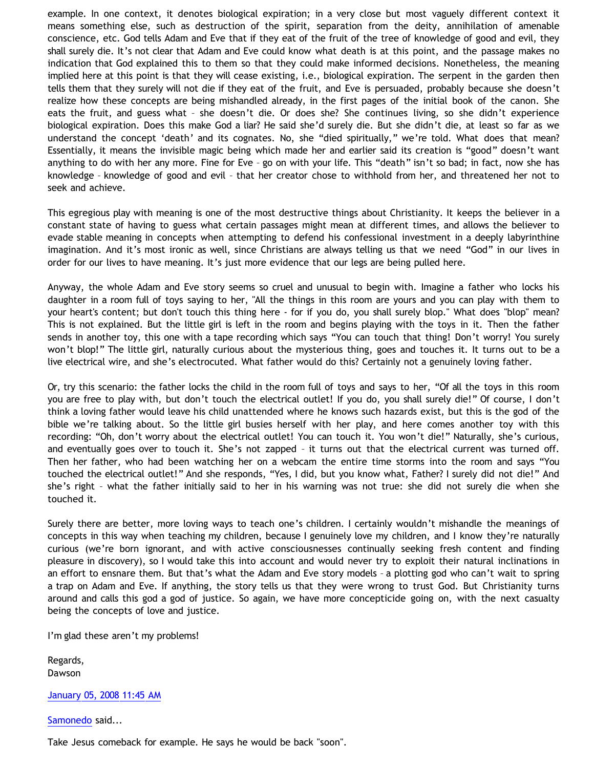example. In one context, it denotes biological expiration; in a very close but most vaguely different context it means something else, such as destruction of the spirit, separation from the deity, annihilation of amenable conscience, etc. God tells Adam and Eve that if they eat of the fruit of the tree of knowledge of good and evil, they shall surely die. It's not clear that Adam and Eve could know what death is at this point, and the passage makes no indication that God explained this to them so that they could make informed decisions. Nonetheless, the meaning implied here at this point is that they will cease existing, i.e., biological expiration. The serpent in the garden then tells them that they surely will not die if they eat of the fruit, and Eve is persuaded, probably because she doesn't realize how these concepts are being mishandled already, in the first pages of the initial book of the canon. She eats the fruit, and guess what – she doesn't die. Or does she? She continues living, so she didn't experience biological expiration. Does this make God a liar? He said she'd surely die. But she didn't die, at least so far as we understand the concept 'death' and its cognates. No, she "died spiritually," we're told. What does that mean? Essentially, it means the invisible magic being which made her and earlier said its creation is "good" doesn't want anything to do with her any more. Fine for Eve – go on with your life. This "death" isn't so bad; in fact, now she has knowledge – knowledge of good and evil – that her creator chose to withhold from her, and threatened her not to seek and achieve.

This egregious play with meaning is one of the most destructive things about Christianity. It keeps the believer in a constant state of having to guess what certain passages might mean at different times, and allows the believer to evade stable meaning in concepts when attempting to defend his confessional investment in a deeply labyrinthine imagination. And it's most ironic as well, since Christians are always telling us that we need "God" in our lives in order for our lives to have meaning. It's just more evidence that our legs are being pulled here.

Anyway, the whole Adam and Eve story seems so cruel and unusual to begin with. Imagine a father who locks his daughter in a room full of toys saying to her, "All the things in this room are yours and you can play with them to your heart's content; but don't touch this thing here - for if you do, you shall surely blop." What does "blop" mean? This is not explained. But the little girl is left in the room and begins playing with the toys in it. Then the father sends in another toy, this one with a tape recording which says "You can touch that thing! Don't worry! You surely won't blop!" The little girl, naturally curious about the mysterious thing, goes and touches it. It turns out to be a live electrical wire, and she's electrocuted. What father would do this? Certainly not a genuinely loving father.

Or, try this scenario: the father locks the child in the room full of toys and says to her, "Of all the toys in this room you are free to play with, but don't touch the electrical outlet! If you do, you shall surely die!" Of course, I don't think a loving father would leave his child unattended where he knows such hazards exist, but this is the god of the bible we're talking about. So the little girl busies herself with her play, and here comes another toy with this recording: "Oh, don't worry about the electrical outlet! You can touch it. You won't die!" Naturally, she's curious, and eventually goes over to touch it. She's not zapped – it turns out that the electrical current was turned off. Then her father, who had been watching her on a webcam the entire time storms into the room and says "You touched the electrical outlet!" And she responds, "Yes, I did, but you know what, Father? I surely did not die!" And she's right – what the father initially said to her in his warning was not true: she did not surely die when she touched it.

Surely there are better, more loving ways to teach one's children. I certainly wouldn't mishandle the meanings of concepts in this way when teaching my children, because I genuinely love my children, and I know they're naturally curious (we're born ignorant, and with active consciousnesses continually seeking fresh content and finding pleasure in discovery), so I would take this into account and would never try to exploit their natural inclinations in an effort to ensnare them. But that's what the Adam and Eve story models – a plotting god who can't wait to spring a trap on Adam and Eve. If anything, the story tells us that they were wrong to trust God. But Christianity turns around and calls this god a god of justice. So again, we have more concepticide going on, with the next casualty being the concepts of love and justice.

I'm glad these aren't my problems!

Regards,
Dawson

January 05, 2008 11:45 AM

Samonedo said...

Take Jesus comeback for example. He says he would be back "soon".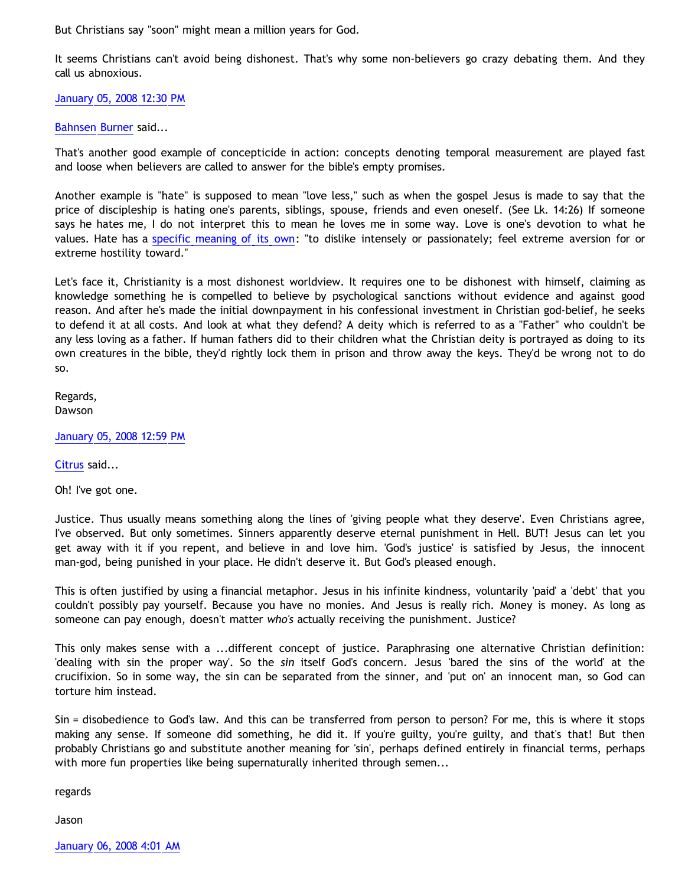But Christians say "soon" might mean a million years for God.

It seems Christians can't avoid being dishonest. That's why some non-believers go crazy debating them. And they call us abnoxious.

January 05, 2008 12:30 PM

Bahnsen Burner said...

That's another good example of concepticide in action: concepts denoting temporal measurement are played fast and loose when believers are called to answer for the bible's empty promises.

Another example is "hate" is supposed to mean "love less," such as when the gospel Jesus is made to say that the price of discipleship is hating one's parents, siblings, spouse, friends and even oneself. (See Lk. 14:26) If someone says he hates me, I do not interpret this to mean he loves me in some way. Love is one's devotion to what he values. Hate has a specific meaning of its own: "to dislike intensely or passionately; feel extreme aversion for or extreme hostility toward."

Let's face it, Christianity is a most dishonest worldview. It requires one to be dishonest with himself, claiming as knowledge something he is compelled to believe by psychological sanctions without evidence and against good reason. And after he's made the initial downpayment in his confessional investment in Christian god-belief, he seeks to defend it at all costs. And look at what they defend? A deity which is referred to as a "Father" who couldn't be any less loving as a father. If human fathers did to their children what the Christian deity is portrayed as doing to its own creatures in the bible, they'd rightly lock them in prison and throw away the keys. They'd be wrong not to do so.

Regards,
Dawson

January 05, 2008 12:59 PM

Citrus said...

Oh! I've got one.

Justice. Thus usually means something along the lines of 'giving people what they deserve'. Even Christians agree, I've observed. But only sometimes. Sinners apparently deserve eternal punishment in Hell. BUT! Jesus can let you get away with it if you repent, and believe in and love him. 'God's justice' is satisfied by Jesus, the innocent man-god, being punished in your place. He didn't deserve it. But God's pleased enough.

This is often justified by using a financial metaphor. Jesus in his infinite kindness, voluntarily 'paid' a 'debt' that you couldn't possibly pay yourself. Because you have no monies. And Jesus is really rich. Money is money. As long as someone can pay enough, doesn't matter *who's* actually receiving the punishment. Justice?

This only makes sense with a ...different concept of justice. Paraphrasing one alternative Christian definition: 'dealing with sin the proper way'. So the *sin* itself God's concern. Jesus 'bared the sins of the world' at the crucifixion. So in some way, the sin can be separated from the sinner, and 'put on' an innocent man, so God can torture him instead.

Sin = disobedience to God's law. And this can be transferred from person to person? For me, this is where it stops making any sense. If someone did something, he did it. If you're guilty, you're guilty, and that's that! But then probably Christians go and substitute another meaning for 'sin', perhaps defined entirely in financial terms, perhaps with more fun properties like being supernaturally inherited through semen...

regards

Jason

January 06, 2008 4:01 AM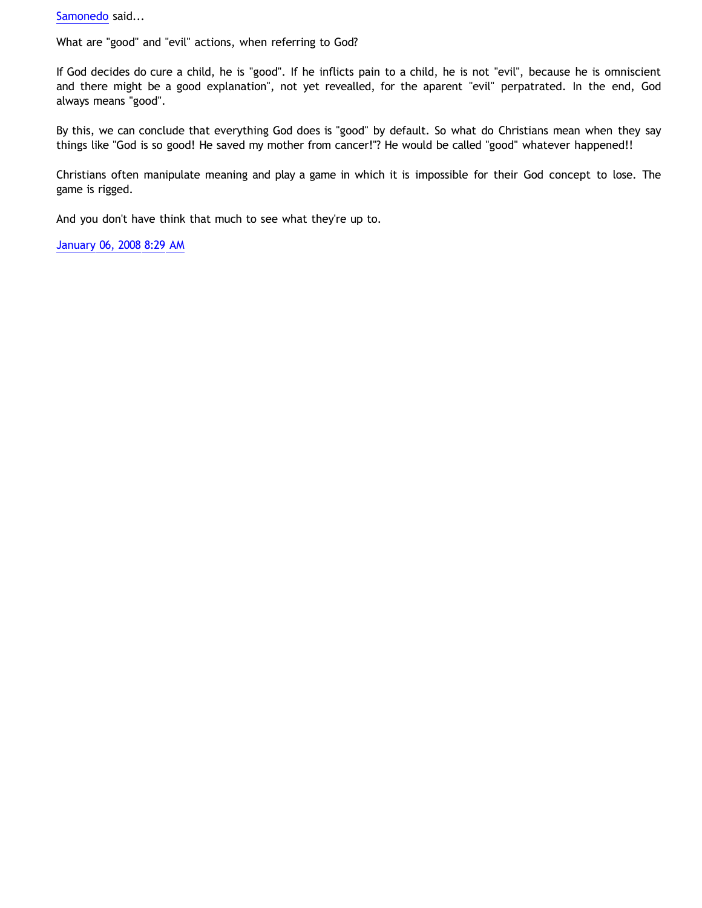[Samonedo](#) said...

What are "good" and "evil" actions, when referring to God?

If God decides do cure a child, he is "good". If he inflicts pain to a child, he is not "evil", because he is omniscient and there might be a good explanation", not yet revealled, for the aparent "evil" perpatrated. In the end, God always means "good".

By this, we can conclude that everything God does is "good" by default. So what do Christians mean when they say things like "God is so good! He saved my mother from cancer!"? He would be called "good" whatever happened!!

Christians often manipulate meaning and play a game in which it is impossible for their God concept to lose. The game is rigged.

And you don't have think that much to see what they're up to.

[January 06, 2008 8:29 AM](#)